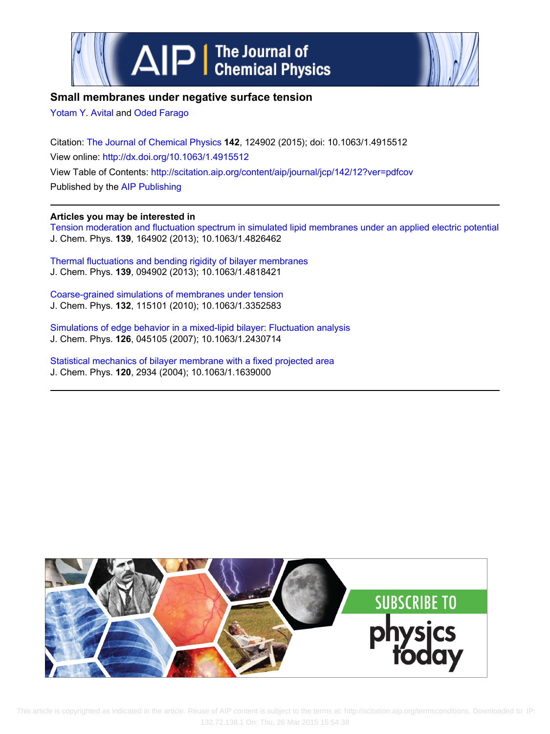# Small membranes under negative surface tension

Yotam Y. Avital and Oded Farago

Citation: The Journal of Chemical Physics **142**, 124902 (2015); doi: 10.1063/1.4915512

View online: http://dx.doi.org/10.1063/1.4915512

View Table of Contents: http://scitation.aip.org/content/aip/journal/jcp/142/12?ver=pdfcov

Published by the AIP Publishing

---

**Articles you may be interested in**

Tension moderation and fluctuation spectrum in simulated lipid membranes under an applied electric potential
J. Chem. Phys. **139**, 164902 (2013); 10.1063/1.4826462

Thermal fluctuations and bending rigidity of bilayer membranes
J. Chem. Phys. **139**, 094902 (2013); 10.1063/1.4818421

Coarse-grained simulations of membranes under tension
J. Chem. Phys. **132**, 115101 (2010); 10.1063/1.3352583

Simulations of edge behavior in a mixed-lipid bilayer: Fluctuation analysis
J. Chem. Phys. **126**, 045105 (2007); 10.1063/1.2430714

Statistical mechanics of bilayer membrane with a fixed projected area
J. Chem. Phys. **120**, 2934 (2004); 10.1063/1.1639000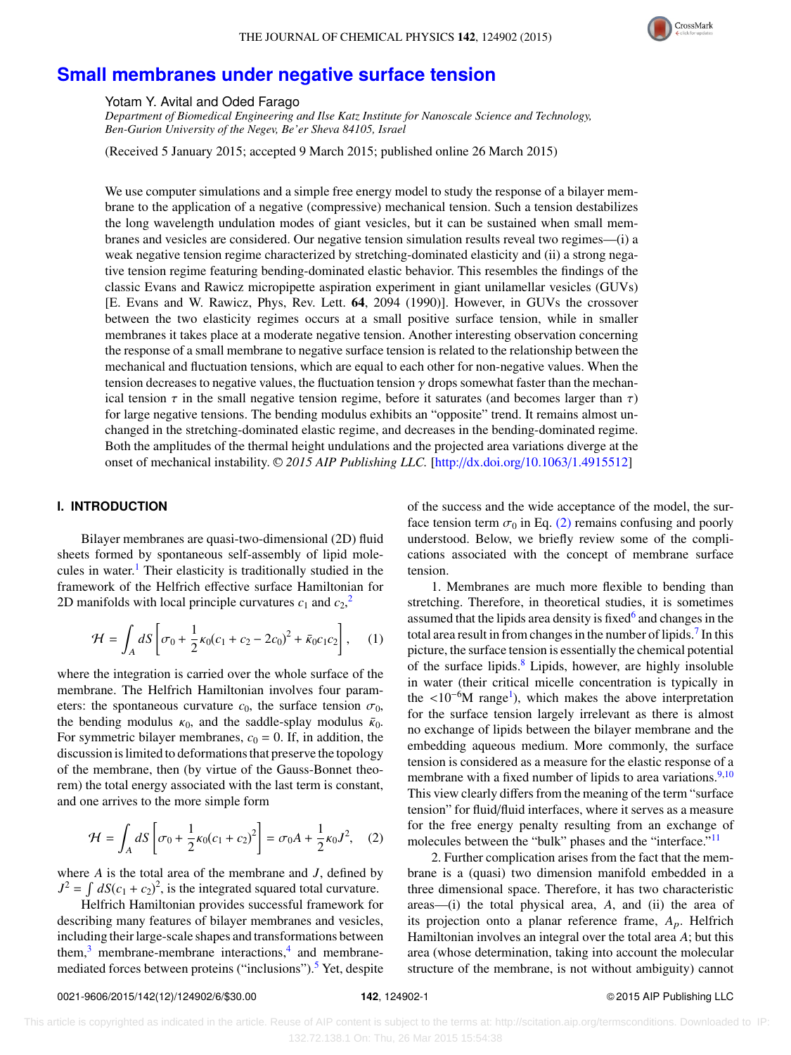# Small membranes under negative surface tension

Yotam Y. Avital and Oded Farago

*Department of Biomedical Engineering and Ilse Katz Institute for Nanoscale Science and Technology, Ben-Gurion University of the Negev, Be'er Sheva 84105, Israel*

(Received 5 January 2015; accepted 9 March 2015; published online 26 March 2015)

We use computer simulations and a simple free energy model to study the response of a bilayer membrane to the application of a negative (compressive) mechanical tension. Such a tension destabilizes the long wavelength undulation modes of giant vesicles, but it can be sustained when small membranes and vesicles are considered. Our negative tension simulation results reveal two regimes—(i) a weak negative tension regime characterized by stretching-dominated elasticity and (ii) a strong negative tension regime featuring bending-dominated elastic behavior. This resembles the findings of the classic Evans and Rawicz micropipette aspiration experiment in giant unilamellar vesicles (GUVs) [E. Evans and W. Rawicz, Phys. Rev. Lett. **64**, 2094 (1990)]. However, in GUVs the crossover between the two elasticity regimes occurs at a small positive surface tension, while in smaller membranes it takes place at a moderate negative tension. Another interesting observation concerning the response of a small membrane to negative surface tension is related to the relationship between the mechanical and fluctuation tensions, which are equal to each other for non-negative values. When the tension decreases to negative values, the fluctuation tension $\gamma$ drops somewhat faster than the mechanical tension $\tau$ in the small negative tension regime, before it saturates (and becomes larger than $\tau$) for large negative tensions. The bending modulus exhibits an "opposite" trend. It remains almost unchanged in the stretching-dominated elastic regime, and decreases in the bending-dominated regime. Both the amplitudes of the thermal height undulations and the projected area variations diverge at the onset of mechanical instability. *© 2015 AIP Publishing LLC.* [http://dx.doi.org/10.1063/1.4915512]

## I. INTRODUCTION

Bilayer membranes are quasi-two-dimensional (2D) fluid sheets formed by spontaneous self-assembly of lipid molecules in water.[1] Their elasticity is traditionally studied in the framework of the Helfrich effective surface Hamiltonian for 2D manifolds with local principle curvatures $c_1$ and $c_2$,[2]

$$\mathcal{H} = \int_A dS \left[ \sigma_0 + \frac{1}{2}\kappa_0 (c_1 + c_2 - 2c_0)^2 + \bar{\kappa}_0 c_1 c_2 \right], \quad (1)$$

where the integration is carried over the whole surface of the membrane. The Helfrich Hamiltonian involves four parameters: the spontaneous curvature $c_0$, the surface tension $\sigma_0$, the bending modulus $\kappa_0$, and the saddle-splay modulus $\bar{\kappa}_0$. For symmetric bilayer membranes, $c_0 = 0$. If, in addition, the discussion is limited to deformations that preserve the topology of the membrane, then (by virtue of the Gauss-Bonnet theorem) the total energy associated with the last term is constant, and one arrives to the more simple form

$$\mathcal{H} = \int_A dS \left[ \sigma_0 + \frac{1}{2}\kappa_0 (c_1 + c_2)^2 \right] = \sigma_0 A + \frac{1}{2}\kappa_0 J^2, \quad (2)$$

where $A$ is the total area of the membrane and $J$, defined by $J^2 = \int dS (c_1 + c_2)^2$, is the integrated squared total curvature.

Helfrich Hamiltonian provides successful framework for describing many features of bilayer membranes and vesicles, including their large-scale shapes and transformations between them,[3] membrane-membrane interactions,[4] and membrane-mediated forces between proteins ("inclusions").[5] Yet, despite of the success and the wide acceptance of the model, the surface tension term $\sigma_0$ in Eq. (2) remains confusing and poorly understood. Below, we briefly review some of the complications associated with the concept of membrane surface tension.

1. Membranes are much more flexible to bending than stretching. Therefore, in theoretical studies, it is sometimes assumed that the lipids area density is fixed[6] and changes in the total area result in from changes in the number of lipids.[7] In this picture, the surface tension is essentially the chemical potential of the surface lipids.[8] Lipids, however, are highly insoluble in water (their critical micelle concentration is typically in the $<10^{-6}$M range[1]), which makes the above interpretation for the surface tension largely irrelevant as there is almost no exchange of lipids between the bilayer membrane and the embedding aqueous medium. More commonly, the surface tension is considered as a measure for the elastic response of a membrane with a fixed number of lipids to area variations.[9,10] This view clearly differs from the meaning of the term "surface tension" for fluid/fluid interfaces, where it serves as a measure for the free energy penalty resulting from an exchange of molecules between the "bulk" phases and the "interface."[11]

2. Further complication arises from the fact that the membrane is a (quasi) two dimension manifold embedded in a three dimensional space. Therefore, it has two characteristic areas—(i) the total physical area, $A$, and (ii) the area of its projection onto a planar reference frame, $A_p$. Helfrich Hamiltonian involves an integral over the total area $A$; but this area (whose determination, taking into account the molecular structure of the membrane, is not without ambiguity) cannot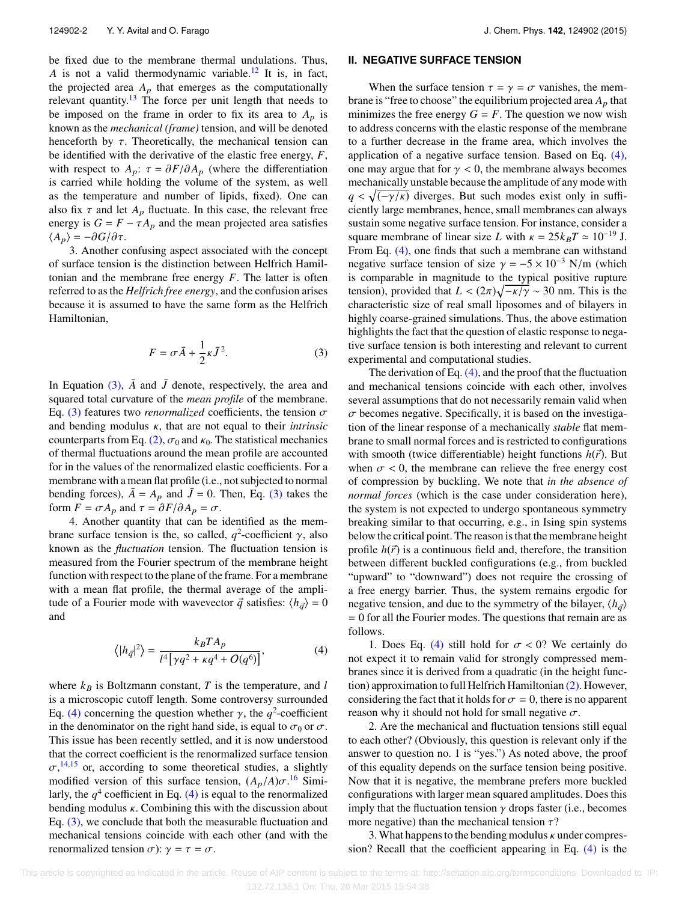be fixed due to the membrane thermal undulations. Thus, $A$ is not a valid thermodynamic variable.[12] It is, in fact, the projected area $A_p$ that emerges as the computationally relevant quantity.[13] The force per unit length that needs to be imposed on the frame in order to fix its area to $A_p$ is known as the *mechanical (frame)* tension, and will be denoted henceforth by $\tau$. Theoretically, the mechanical tension can be identified with the derivative of the elastic free energy, $F$, with respect to $A_p$: $\tau = \partial F/\partial A_p$ (where the differentiation is carried while holding the volume of the system, as well as the temperature and number of lipids, fixed). One can also fix $\tau$ and let $A_p$ fluctuate. In this case, the relevant free energy is $G = F - \tau A_p$ and the mean projected area satisfies $\langle A_p \rangle = -\partial G/\partial \tau$.

3. Another confusing aspect associated with the concept of surface tension is the distinction between Helfrich Hamiltonian and the membrane free energy $F$. The latter is often referred to as the *Helfrich free energy*, and the confusion arises because it is assumed to have the same form as the Helfrich Hamiltonian,

$$F = \sigma \bar{A} + \frac{1}{2}\kappa \bar{J}^2. \tag{3}$$

In Equation (3), $\bar{A}$ and $\bar{J}$ denote, respectively, the area and squared total curvature of the *mean profile* of the membrane. Eq. (3) features two *renormalized* coefficients, the tension $\sigma$ and bending modulus $\kappa$, that are not equal to their *intrinsic* counterparts from Eq. (2), $\sigma_0$ and $\kappa_0$. The statistical mechanics of thermal fluctuations around the mean profile are accounted for in the values of the renormalized elastic coefficients. For a membrane with a mean flat profile (i.e., not subjected to normal bending forces), $\bar{A} = A_p$ and $\bar{J} = 0$. Then, Eq. (3) takes the form $F = \sigma A_p$ and $\tau = \partial F/\partial A_p = \sigma$.

4. Another quantity that can be identified as the membrane surface tension is the, so called, $q^2$-coefficient $\gamma$, also known as the *fluctuation* tension. The fluctuation tension is measured from the Fourier spectrum of the membrane height function with respect to the plane of the frame. For a membrane with a mean flat profile, the thermal average of the amplitude of a Fourier mode with wavevector $\vec{q}$ satisfies: $\langle h_{\vec{q}} \rangle = 0$ and

$$\left\langle |h_{\vec{q}}|^2 \right\rangle = \frac{k_B T A_p}{l^4\left[\gamma q^2 + \kappa q^4 + O(q^6)\right]}, \tag{4}$$

where $k_B$ is Boltzmann constant, $T$ is the temperature, and $l$ is a microscopic cutoff length. Some controversy surrounded Eq. (4) concerning the question whether $\gamma$, the $q^2$-coefficient in the denominator on the right hand side, is equal to $\sigma_0$ or $\sigma$. This issue has been recently settled, and it is now understood that the correct coefficient is the renormalized surface tension $\sigma$,[14,15] or, according to some theoretical studies, a slightly modified version of this surface tension, $(A_p/A)\sigma$.[16] Similarly, the $q^4$ coefficient in Eq. (4) is equal to the renormalized bending modulus $\kappa$. Combining this with the discussion about Eq. (3), we conclude that both the measurable fluctuation and mechanical tensions coincide with each other (and with the renormalized tension $\sigma$): $\gamma = \tau = \sigma$.

## II. NEGATIVE SURFACE TENSION

When the surface tension $\tau = \gamma = \sigma$ vanishes, the membrane is "free to choose" the equilibrium projected area $A_p$ that minimizes the free energy $G = F$. The question we now wish to address concerns with the elastic response of the membrane to a further decrease in the frame area, which involves the application of a negative surface tension. Based on Eq. (4), one may argue that for $\gamma < 0$, the membrane always becomes mechanically unstable because the amplitude of any mode with $q < \sqrt{(-\gamma/\kappa)}$ diverges. But such modes exist only in sufficiently large membranes, hence, small membranes can always sustain some negative surface tension. For instance, consider a square membrane of linear size $L$ with $\kappa = 25 k_B T \simeq 10^{-19}$ J. From Eq. (4), one finds that such a membrane can withstand negative surface tension of size $\gamma = -5 \times 10^{-3}$ N/m (which is comparable in magnitude to the typical positive rupture tension), provided that $L < (2\pi)\sqrt{-\kappa/\gamma} \sim 30$ nm. This is the characteristic size of real small liposomes and of bilayers in highly coarse-grained simulations. Thus, the above estimation highlights the fact that the question of elastic response to negative surface tension is both interesting and relevant to current experimental and computational studies.

The derivation of Eq. (4), and the proof that the fluctuation and mechanical tensions coincide with each other, involves several assumptions that do not necessarily remain valid when $\sigma$ becomes negative. Specifically, it is based on the investigation of the linear response of a mechanically *stable* flat membrane to small normal forces and is restricted to configurations with smooth (twice differentiable) height functions $h(\vec{r})$. But when $\sigma < 0$, the membrane can relieve the free energy cost of compression by buckling. We note that *in the absence of normal forces* (which is the case under consideration here), the system is not expected to undergo spontaneous symmetry breaking similar to that occurring, e.g., in Ising spin systems below the critical point. The reason is that the membrane height profile $h(\vec{r})$ is a continuous field and, therefore, the transition between different buckled configurations (e.g., from buckled "upward" to "downward") does not require the crossing of a free energy barrier. Thus, the system remains ergodic for negative tension, and due to the symmetry of the bilayer, $\langle h_{\vec{q}} \rangle = 0$ for all the Fourier modes. The questions that remain are as follows.

1. Does Eq. (4) still hold for $\sigma < 0$? We certainly do not expect it to remain valid for strongly compressed membranes since it is derived from a quadratic (in the height function) approximation to full Helfrich Hamiltonian (2). However, considering the fact that it holds for $\sigma = 0$, there is no apparent reason why it should not hold for small negative $\sigma$.

2. Are the mechanical and fluctuation tensions still equal to each other? (Obviously, this question is relevant only if the answer to question no. 1 is "yes.") As noted above, the proof of this equality depends on the surface tension being positive. Now that it is negative, the membrane prefers more buckled configurations with larger mean squared amplitudes. Does this imply that the fluctuation tension $\gamma$ drops faster (i.e., becomes more negative) than the mechanical tension $\tau$?

3. What happens to the bending modulus $\kappa$ under compression? Recall that the coefficient appearing in Eq. (4) is the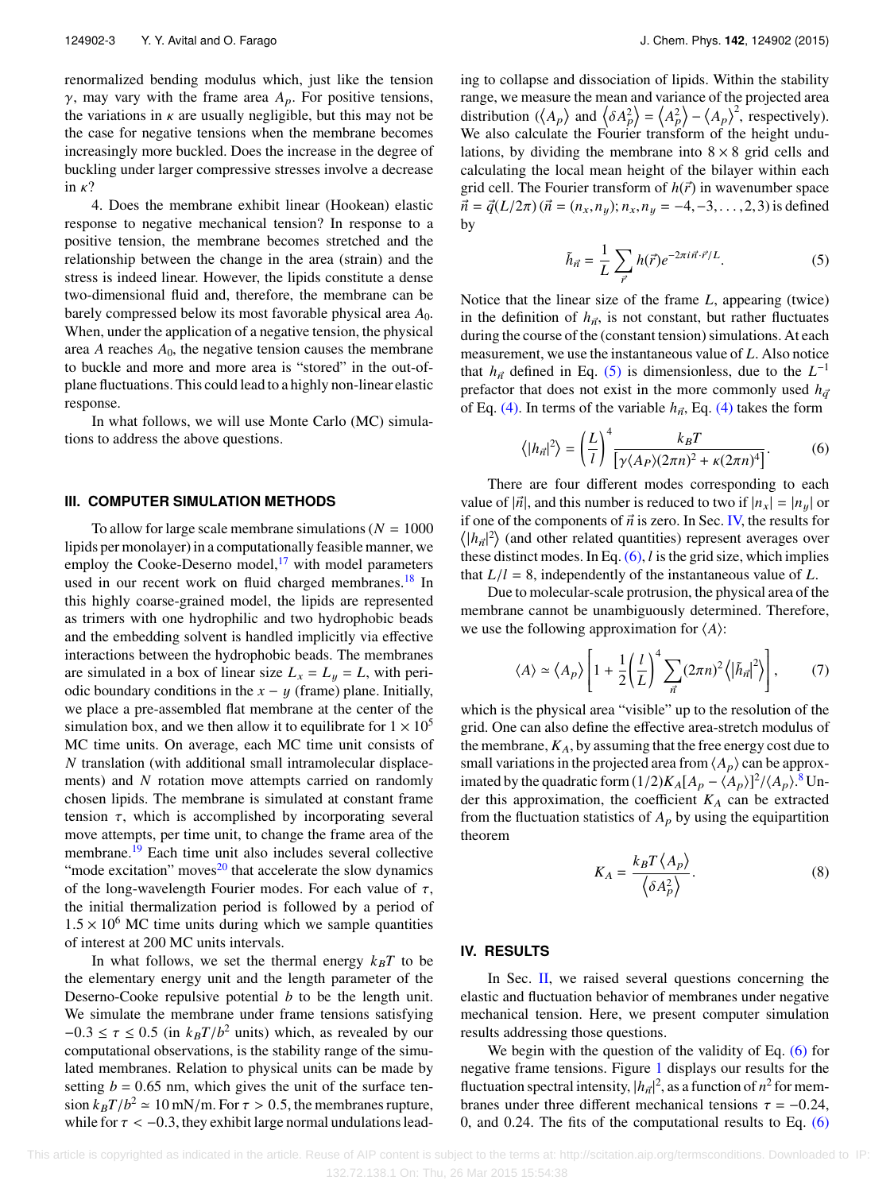renormalized bending modulus which, just like the tension $\gamma$, may vary with the frame area $A_p$. For positive tensions, the variations in $\kappa$ are usually negligible, but this may not be the case for negative tensions when the membrane becomes increasingly more buckled. Does the increase in the degree of buckling under larger compressive stresses involve a decrease in $\kappa$?

4. Does the membrane exhibit linear (Hookean) elastic response to negative mechanical tension? In response to a positive tension, the membrane becomes stretched and the relationship between the change in the area (strain) and the stress is indeed linear. However, the lipids constitute a dense two-dimensional fluid and, therefore, the membrane can be barely compressed below its most favorable physical area $A_0$. When, under the application of a negative tension, the physical area $A$ reaches $A_0$, the negative tension causes the membrane to buckle and more and more area is "stored" in the out-of-plane fluctuations. This could lead to a highly non-linear elastic response.

In what follows, we will use Monte Carlo (MC) simulations to address the above questions.

## III. COMPUTER SIMULATION METHODS

To allow for large scale membrane simulations ($N = 1000$ lipids per monolayer) in a computationally feasible manner, we employ the Cooke-Deserno model,[17] with model parameters used in our recent work on fluid charged membranes.[18] In this highly coarse-grained model, the lipids are represented as trimers with one hydrophilic and two hydrophobic beads and the embedding solvent is handled implicitly via effective interactions between the hydrophobic beads. The membranes are simulated in a box of linear size $L_x = L_y = L$, with periodic boundary conditions in the $x-y$ (frame) plane. Initially, we place a pre-assembled flat membrane at the center of the simulation box, and we then allow it to equilibrate for $1 \times 10^5$ MC time units. On average, each MC time unit consists of $N$ translation (with additional small intramolecular displacements) and $N$ rotation move attempts carried on randomly chosen lipids. The membrane is simulated at constant frame tension $\tau$, which is accomplished by incorporating several move attempts, per time unit, to change the frame area of the membrane.[19] Each time unit also includes several collective "mode excitation" moves[20] that accelerate the slow dynamics of the long-wavelength Fourier modes. For each value of $\tau$, the initial thermalization period is followed by a period of $1.5 \times 10^6$ MC time units during which we sample quantities of interest at 200 MC units intervals.

In what follows, we set the thermal energy $k_BT$ to be the elementary energy unit and the length parameter of the Deserno-Cooke repulsive potential $b$ to be the length unit. We simulate the membrane under frame tensions satisfying $-0.3 \leq \tau \leq 0.5$ (in $k_BT/b^2$ units) which, as revealed by our computational observations, is the stability range of the simulated membranes. Relation to physical units can be made by setting $b = 0.65$ nm, which gives the unit of the surface tension $k_BT/b^2 \simeq 10$ mN/m. For $\tau > 0.5$, the membranes rupture, while for $\tau < -0.3$, they exhibit large normal undulations leading to collapse and dissociation of lipids. Within the stability range, we measure the mean and variance of the projected area distribution ($\langle A_p \rangle$ and $\langle \delta A_p^2 \rangle = \langle A_p^2 \rangle - \langle A_p \rangle^2$, respectively). We also calculate the Fourier transform of the height undulations, by dividing the membrane into $8 \times 8$ grid cells and calculating the local mean height of the bilayer within each grid cell. The Fourier transform of $h(\vec{r})$ in wavenumber space $\vec{n} = \vec{q}(L/2\pi)$ ($\vec{n} = (n_x, n_y)$; $n_x, n_y = -4, -3, \ldots, 2, 3$) is defined by

$$\tilde{h}_{\vec{n}} = \frac{1}{L} \sum_{\vec{r}} h(\vec{r}) e^{-2\pi i \vec{n} \cdot \vec{r}/L}. \tag{5}$$

Notice that the linear size of the frame $L$, appearing (twice) in the definition of $h_{\vec{n}}$, is not constant, but rather fluctuates during the course of the (constant tension) simulations. At each measurement, we use the instantaneous value of $L$. Also notice that $h_{\vec{n}}$ defined in Eq. (5) is dimensionless, due to the $L^{-1}$ prefactor that does not exist in the more commonly used $h_{\vec{q}}$ of Eq. (4). In terms of the variable $h_{\vec{n}}$, Eq. (4) takes the form

$$\left\langle |h_{\vec{n}}|^2 \right\rangle = \left(\frac{L}{l}\right)^4 \frac{k_BT}{\left[\gamma \langle A_P \rangle (2\pi n)^2 + \kappa (2\pi n)^4\right]}. \tag{6}$$

There are four different modes corresponding to each value of $|\vec{n}|$, and this number is reduced to two if $|n_x| = |n_y|$ or if one of the components of $\vec{n}$ is zero. In Sec. IV, the results for $\langle |h_{\vec{n}}|^2 \rangle$ (and other related quantities) represent averages over these distinct modes. In Eq. (6), $l$ is the grid size, which implies that $L/l = 8$, independently of the instantaneous value of $L$.

Due to molecular-scale protrusion, the physical area of the membrane cannot be unambiguously determined. Therefore, we use the following approximation for $\langle A \rangle$:

$$\langle A \rangle \simeq \langle A_p \rangle \left[1 + \frac{1}{2}\left(\frac{l}{L}\right)^4 \sum_{\vec{n}} (2\pi n)^2 \left\langle |\tilde{h}_{\vec{n}}|^2 \right\rangle\right], \tag{7}$$

which is the physical area "visible" up to the resolution of the grid. One can also define the effective area-stretch modulus of the membrane, $K_A$, by assuming that the free energy cost due to small variations in the projected area from $\langle A_p \rangle$ can be approximated by the quadratic form $(1/2)K_A[A_p - \langle A_p \rangle]^2/\langle A_p \rangle$.[8] Under this approximation, the coefficient $K_A$ can be extracted from the fluctuation statistics of $A_p$ by using the equipartition theorem

$$K_A = \frac{k_BT \langle A_p \rangle}{\langle \delta A_p^2 \rangle}. \tag{8}$$

## IV. RESULTS

In Sec. II, we raised several questions concerning the elastic and fluctuation behavior of membranes under negative mechanical tension. Here, we present computer simulation results addressing those questions.

We begin with the question of the validity of Eq. (6) for negative frame tensions. Figure 1 displays our results for the fluctuation spectral intensity, $|h_{\vec{n}}|^2$, as a function of $n^2$ for membranes under three different mechanical tensions $\tau = -0.24$, 0, and 0.24. The fits of the computational results to Eq. (6)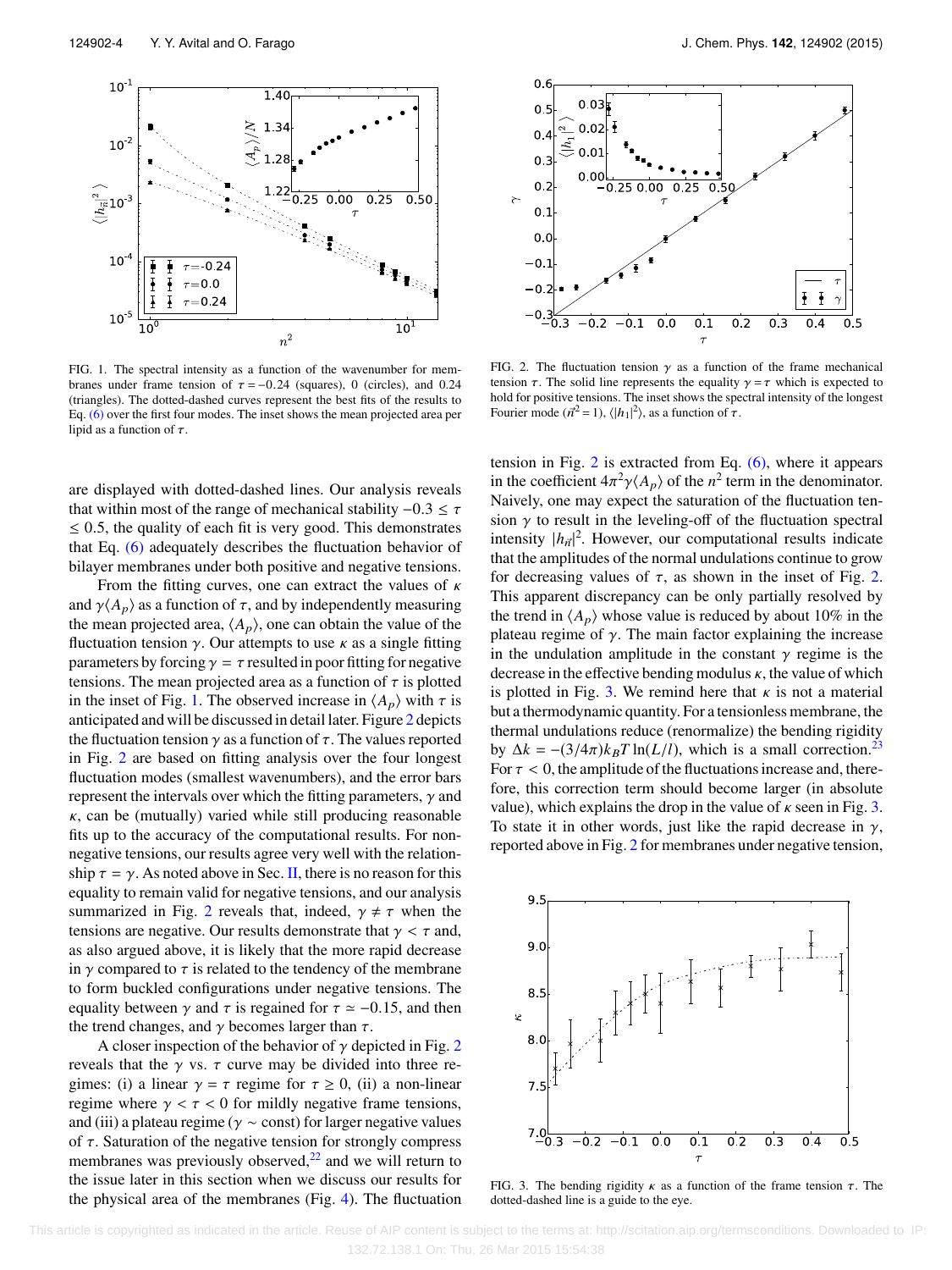FIG. 1. The spectral intensity as a function of the wavenumber for membranes under frame tension of $\tau = -0.24$ (squares), 0 (circles), and 0.24 (triangles). The dotted-dashed curves represent the best fits of the results to Eq. (6) over the first four modes. The inset shows the mean projected area per lipid as a function of $\tau$.

FIG. 2. The fluctuation tension $\gamma$ as a function of the frame mechanical tension $\tau$. The solid line represents the equality $\gamma = \tau$ which is expected to hold for positive tensions. The inset shows the spectral intensity of the longest Fourier mode ($\vec{n}^2 = 1$), $\langle |h_1|^2 \rangle$, as a function of $\tau$.

are displayed with dotted-dashed lines. Our analysis reveals that within most of the range of mechanical stability $-0.3 \leq \tau \leq 0.5$, the quality of each fit is very good. This demonstrates that Eq. (6) adequately describes the fluctuation behavior of bilayer membranes under both positive and negative tensions.

From the fitting curves, one can extract the values of $\kappa$ and $\gamma\langle A_p \rangle$ as a function of $\tau$, and by independently measuring the mean projected area, $\langle A_p \rangle$, one can obtain the value of the fluctuation tension $\gamma$. Our attempts to use $\kappa$ as a single fitting parameters by forcing $\gamma = \tau$ resulted in poor fitting for negative tensions. The mean projected area as a function of $\tau$ is plotted in the inset of Fig. 1. The observed increase in $\langle A_p \rangle$ with $\tau$ is anticipated and will be discussed in detail later. Figure 2 depicts the fluctuation tension $\gamma$ as a function of $\tau$. The values reported in Fig. 2 are based on fitting analysis over the four longest fluctuation modes (smallest wavenumbers), and the error bars represent the intervals over which the fitting parameters, $\gamma$ and $\kappa$, can be (mutually) varied while still producing reasonable fits up to the accuracy of the computational results. For non-negative tensions, our results agree very well with the relationship $\tau = \gamma$. As noted above in Sec. II, there is no reason for this equality to remain valid for negative tensions, and our analysis summarized in Fig. 2 reveals that, indeed, $\gamma \neq \tau$ when the tensions are negative. Our results demonstrate that $\gamma < \tau$ and, as also argued above, it is likely that the more rapid decrease in $\gamma$ compared to $\tau$ is related to the tendency of the membrane to form buckled configurations under negative tensions. The equality between $\gamma$ and $\tau$ is regained for $\tau \simeq -0.15$, and then the trend changes, and $\gamma$ becomes larger than $\tau$.

A closer inspection of the behavior of $\gamma$ depicted in Fig. 2 reveals that the $\gamma$ vs. $\tau$ curve may be divided into three regimes: (i) a linear $\gamma = \tau$ regime for $\tau \geq 0$, (ii) a non-linear regime where $\gamma < \tau < 0$ for mildly negative frame tensions, and (iii) a plateau regime ($\gamma \sim$ const) for larger negative values of $\tau$. Saturation of the negative tension for strongly compress membranes was previously observed,[22] and we will return to the issue later in this section when we discuss our results for the physical area of the membranes (Fig. 4). The fluctuation tension in Fig. 2 is extracted from Eq. (6), where it appears in the coefficient $4\pi^2\gamma\langle A_p \rangle$ of the $n^2$ term in the denominator. Naively, one may expect the saturation of the fluctuation tension $\gamma$ to result in the leveling-off of the fluctuation spectral intensity $|h_{\vec{n}}|^2$. However, our computational results indicate that the amplitudes of the normal undulations continue to grow for decreasing values of $\tau$, as shown in the inset of Fig. 2. This apparent discrepancy can be only partially resolved by the trend in $\langle A_p \rangle$ whose value is reduced by about 10% in the plateau regime of $\gamma$. The main factor explaining the increase in the undulation amplitude in the constant $\gamma$ regime is the decrease in the effective bending modulus $\kappa$, the value of which is plotted in Fig. 3. We remind here that $\kappa$ is not a material but a thermodynamic quantity. For a tensionless membrane, the thermal undulations reduce (renormalize) the bending rigidity by $\Delta k = -(3/4\pi)k_BT\ln(L/l)$, which is a small correction.[23] For $\tau < 0$, the amplitude of the fluctuations increase and, therefore, this correction term should become larger (in absolute value), which explains the drop in the value of $\kappa$ seen in Fig. 3. To state it in other words, just like the rapid decrease in $\gamma$, reported above in Fig. 2 for membranes under negative tension,

FIG. 3. The bending rigidity $\kappa$ as a function of the frame tension $\tau$. The dotted-dashed line is a guide to the eye.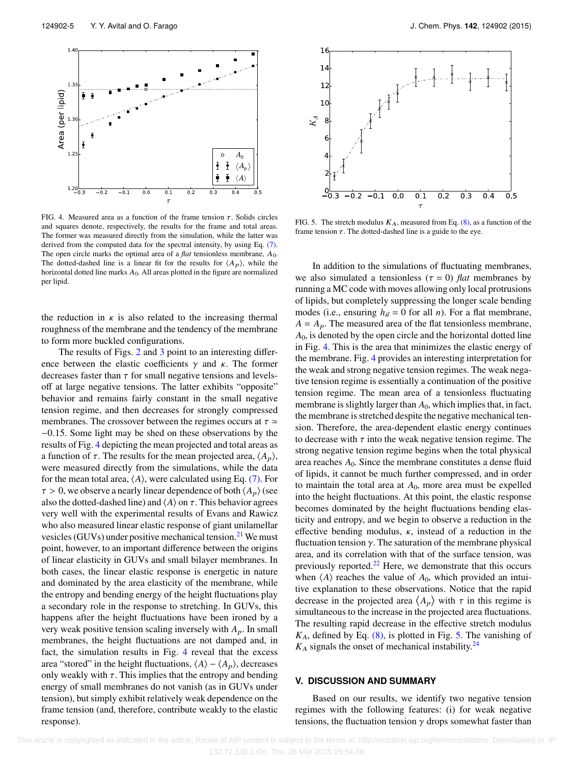FIG. 4. Measured area as a function of the frame tension $\tau$. Solids circles and squares denote, respectively, the results for the frame and total areas. The former was measured directly from the simulation, while the latter was derived from the computed data for the spectral intensity, by using Eq. (7). The open circle marks the optimal area of a *flat* tensionless membrane, $A_0$. The dotted-dashed line is a linear fit for the results for $\langle A_p \rangle$, while the horizontal dotted line marks $A_0$. All areas plotted in the figure are normalized per lipid.

FIG. 5. The stretch modulus $K_A$, measured from Eq. (8), as a function of the frame tension $\tau$. The dotted-dashed line is a guide to the eye.

the reduction in $\kappa$ is also related to the increasing thermal roughness of the membrane and the tendency of the membrane to form more buckled configurations.

The results of Figs. 2 and 3 point to an interesting difference between the elastic coefficients $\gamma$ and $\kappa$. The former decreases faster than $\tau$ for small negative tensions and levels-off at large negative tensions. The latter exhibits "opposite" behavior and remains fairly constant in the small negative tension regime, and then decreases for strongly compressed membranes. The crossover between the regimes occurs at $\tau \simeq -0.15$. Some light may be shed on these observations by the results of Fig. 4 depicting the mean projected and total areas as a function of $\tau$. The results for the mean projected area, $\langle A_p \rangle$, were measured directly from the simulations, while the data for the mean total area, $\langle A \rangle$, were calculated using Eq. (7). For $\tau > 0$, we observe a nearly linear dependence of both $\langle A_p \rangle$ (see also the dotted-dashed line) and $\langle A \rangle$ on $\tau$. This behavior agrees very well with the experimental results of Evans and Rawicz who also measured linear elastic response of giant unilamellar vesicles (GUVs) under positive mechanical tension.[21] We must point, however, to an important difference between the origins of linear elasticity in GUVs and small bilayer membranes. In both cases, the linear elastic response is energetic in nature and dominated by the area elasticity of the membrane, while the entropy and bending energy of the height fluctuations play a secondary role in the response to stretching. In GUVs, this happens after the height fluctuations have been ironed by a very weak positive tension scaling inversely with $A_p$. In small membranes, the height fluctuations are not damped and, in fact, the simulation results in Fig. 4 reveal that the excess area "stored" in the height fluctuations, $\langle A \rangle - \langle A_p \rangle$, decreases only weakly with $\tau$. This implies that the entropy and bending energy of small membranes do not vanish (as in GUVs under tension), but simply exhibit relatively weak dependence on the frame tension (and, therefore, contribute weakly to the elastic response).

In addition to the simulations of fluctuating membranes, we also simulated a tensionless ($\tau = 0$) *flat* membranes by running a MC code with moves allowing only local protrusions of lipids, but completely suppressing the longer scale bending modes (i.e., ensuring $h_{\vec{n}} = 0$ for all $n$). For a flat membrane, $A = A_p$. The measured area of the flat tensionless membrane, $A_0$, is denoted by the open circle and the horizontal dotted line in Fig. 4. This is the area that minimizes the elastic energy of the membrane. Fig. 4 provides an interesting interpretation for the weak and strong negative tension regimes. The weak negative tension regime is essentially a continuation of the positive tension regime. The mean area of a tensionless fluctuating membrane is slightly larger than $A_0$, which implies that, in fact, the membrane is stretched despite the negative mechanical tension. Therefore, the area-dependent elastic energy continues to decrease with $\tau$ into the weak negative tension regime. The strong negative tension regime begins when the total physical area reaches $A_0$. Since the membrane constitutes a dense fluid of lipids, it cannot be much further compressed, and in order to maintain the total area at $A_0$, more area must be expelled into the height fluctuations. At this point, the elastic response becomes dominated by the height fluctuations bending elasticity and entropy, and we begin to observe a reduction in the effective bending modulus, $\kappa$, instead of a reduction in the fluctuation tension $\gamma$. The saturation of the membrane physical area, and its correlation with that of the surface tension, was previously reported.[22] Here, we demonstrate that this occurs when $\langle A \rangle$ reaches the value of $A_0$, which provided an intuitive explanation to these observations. Notice that the rapid decrease in the projected area $\langle A_p \rangle$ with $\tau$ in this regime is simultaneous to the increase in the projected area fluctuations. The resulting rapid decrease in the effective stretch modulus $K_A$, defined by Eq. (8), is plotted in Fig. 5. The vanishing of $K_A$ signals the onset of mechanical instability.[24]

## V. DISCUSSION AND SUMMARY

Based on our results, we identify two negative tension regimes with the following features: (i) for weak negative tensions, the fluctuation tension $\gamma$ drops somewhat faster than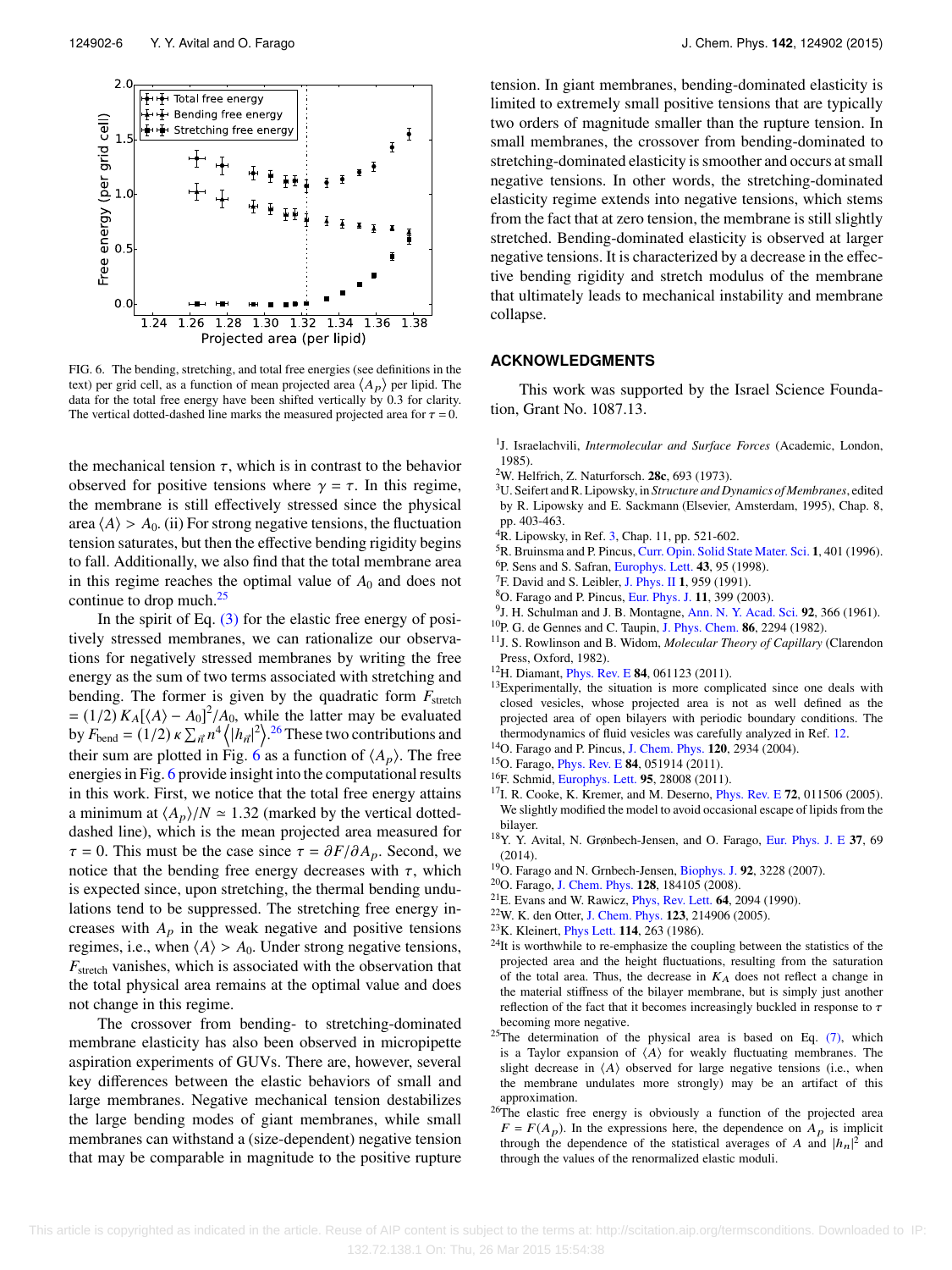Total free energy
Bending free energy
Stretching free energy

Free energy (per grid cell)

2.0
1.5
1.0
0.5
0.0

1.24 1.26 1.28 1.30 1.32 1.34 1.36 1.38

Projected area (per lipid)

FIG. 6. The bending, stretching, and total free energies (see definitions in the text) per grid cell, as a function of mean projected area $\langle A_p \rangle$ per lipid. The data for the total free energy have been shifted vertically by 0.3 for clarity. The vertical dotted-dashed line marks the measured projected area for $\tau = 0$.

the mechanical tension $\tau$, which is in contrast to the behavior observed for positive tensions where $\gamma = \tau$. In this regime, the membrane is still effectively stressed since the physical area $\langle A \rangle > A_0$. (ii) For strong negative tensions, the fluctuation tension saturates, but then the effective bending rigidity begins to fall. Additionally, we also find that the total membrane area in this regime reaches the optimal value of $A_0$ and does not continue to drop much.[25]

In the spirit of Eq. (3) for the elastic free energy of positively stressed membranes, we can rationalize our observations for negatively stressed membranes by writing the free energy as the sum of two terms associated with stretching and bending. The former is given by the quadratic form $F_{\text{stretch}} = (1/2)\, K_A [\langle A \rangle - A_0]^2 / A_0$, while the latter may be evaluated by $F_{\text{bend}} = (1/2)\, \kappa \sum_{\vec{n}} n^4 \left\langle |h_{\vec{n}}|^2 \right\rangle$.[26] These two contributions and their sum are plotted in Fig. 6 as a function of $\langle A_p \rangle$. The free energies in Fig. 6 provide insight into the computational results in this work. First, we notice that the total free energy attains a minimum at $\langle A_p \rangle / N \simeq 1.32$ (marked by the vertical dotted-dashed line), which is the mean projected area measured for $\tau = 0$. This must be the case since $\tau = \partial F / \partial A_p$. Second, we notice that the bending free energy decreases with $\tau$, which is expected since, upon stretching, the thermal bending undulations tend to be suppressed. The stretching free energy increases with $A_p$ in the weak negative and positive tensions regimes, i.e., when $\langle A \rangle > A_0$. Under strong negative tensions, $F_{\text{stretch}}$ vanishes, which is associated with the observation that the total physical area remains at the optimal value and does not change in this regime.

The crossover from bending- to stretching-dominated membrane elasticity has also been observed in micropipette aspiration experiments of GUVs. There are, however, several key differences between the elastic behaviors of small and large membranes. Negative mechanical tension destabilizes the large bending modes of giant membranes, while small membranes can withstand a (size-dependent) negative tension that may be comparable in magnitude to the positive rupture tension. In giant membranes, bending-dominated elasticity is limited to extremely small positive tensions that are typically two orders of magnitude smaller than the rupture tension. In small membranes, the crossover from bending-dominated to stretching-dominated elasticity is smoother and occurs at small negative tensions. In other words, the stretching-dominated elasticity regime extends into negative tensions, which stems from the fact that at zero tension, the membrane is still slightly stretched. Bending-dominated elasticity is observed at larger negative tensions. It is characterized by a decrease in the effective bending rigidity and stretch modulus of the membrane that ultimately leads to mechanical instability and membrane collapse.

## ACKNOWLEDGMENTS

This work was supported by the Israel Science Foundation, Grant No. 1087.13.

[1] J. Israelachvili, *Intermolecular and Surface Forces* (Academic, London, 1985).
[2] W. Helfrich, Z. Naturforsch. **28c**, 693 (1973).
[3] U. Seifert and R. Lipowsky, in *Structure and Dynamics of Membranes*, edited by R. Lipowsky and E. Sackmann (Elsevier, Amsterdam, 1995), Chap. 8, pp. 403-463.
[4] R. Lipowsky, in Ref. 3, Chap. 11, pp. 521-602.
[5] R. Bruinsma and P. Pincus, Curr. Opin. Solid State Mater. Sci. **1**, 401 (1996).
[6] P. Sens and S. Safran, Europhys. Lett. **43**, 95 (1998).
[7] F. David and S. Leibler, J. Phys. II **1**, 959 (1991).
[8] O. Farago and P. Pincus, Eur. Phys. J. **11**, 399 (2003).
[9] J. H. Schulman and J. B. Montagne, Ann. N. Y. Acad. Sci. **92**, 366 (1961).
[10] P. G. de Gennes and C. Taupin, J. Phys. Chem. **86**, 2294 (1982).
[11] J. S. Rowlinson and B. Widom, *Molecular Theory of Capillary* (Clarendon Press, Oxford, 1982).
[12] H. Diamant, Phys. Rev. E **84**, 061123 (2011).
[13] Experimentally, the situation is more complicated since one deals with closed vesicles, whose projected area is not as well defined as the projected area of open bilayers with periodic boundary conditions. The thermodynamics of fluid vesicles was carefully analyzed in Ref. 12.
[14] O. Farago and P. Pincus, J. Chem. Phys. **120**, 2934 (2004).
[15] O. Farago, Phys. Rev. E **84**, 051914 (2011).
[16] F. Schmid, Europhys. Lett. **95**, 28008 (2011).
[17] I. R. Cooke, K. Kremer, and M. Deserno, Phys. Rev. E **72**, 011506 (2005). We slightly modified the model to avoid occasional escape of lipids from the bilayer.
[18] Y. Y. Avital, N. Grønbech-Jensen, and O. Farago, Eur. Phys. J. E **37**, 69 (2014).
[19] O. Farago and N. Grnbech-Jensen, Biophys. J. **92**, 3228 (2007).
[20] O. Farago, J. Chem. Phys. **128**, 184105 (2008).
[21] E. Evans and W. Rawicz, Phys. Rev. Lett. **64**, 2094 (1990).
[22] W. K. den Otter, J. Chem. Phys. **123**, 214906 (2005).
[23] K. Kleinert, Phys Lett. **114**, 263 (1986).
[24] It is worthwhile to re-emphasize the coupling between the statistics of the projected area and the height fluctuations, resulting from the saturation of the total area. Thus, the decrease in $K_A$ does not reflect a change in the material stiffness of the bilayer membrane, but is simply just another reflection of the fact that it becomes increasingly buckled in response to $\tau$ becoming more negative.
[25] The determination of the physical area is based on Eq. (7), which is a Taylor expansion of $\langle A \rangle$ for weakly fluctuating membranes. The slight decrease in $\langle A \rangle$ observed for large negative tensions (i.e., when the membrane undulates more strongly) may be an artifact of this approximation.
[26] The elastic free energy is obviously a function of the projected area $F = F(A_p)$. In the expressions here, the dependence on $A_p$ is implicit through the dependence of the statistical averages of $A$ and $|h_n|^2$ and through the values of the renormalized elastic moduli.